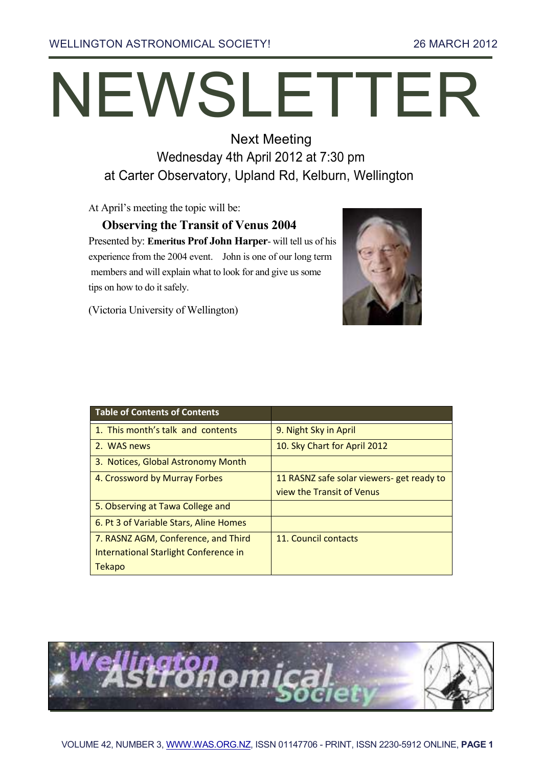# NEWSLETTER

Next Meeting
Wednesday 4th April 2012 at 7:30 pm
at Carter Observatory, Upland Rd, Kelburn, Wellington

At April's meeting the topic will be:

### Observing the Transit of Venus 2004

Presented by: **Emeritus Prof John Harper**- will tell us of his experience from the 2004 event. John is one of our long term members and will explain what to look for and give us some tips on how to do it safely.

(Victoria University of Wellington)

| Table of Contents of Contents | |
|---|---|
| 1. This month's talk and contents | 9. Night Sky in April |
| 2. WAS news | 10. Sky Chart for April 2012 |
| 3. Notices, Global Astronomy Month | |
| 4. Crossword by Murray Forbes | 11 RASNZ safe solar viewers- get ready to view the Transit of Venus |
| 5. Observing at Tawa College and | |
| 6. Pt 3 of Variable Stars, Aline Homes | |
| 7. RASNZ AGM, Conference, and Third International Starlight Conference in Tekapo | 11. Council contacts |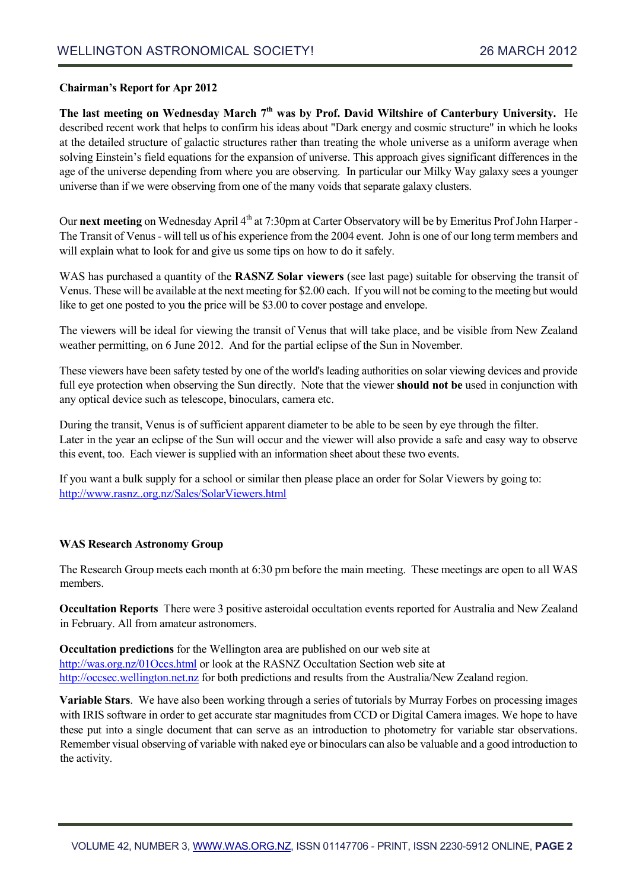**Chairman's Report for Apr 2012**

**The last meeting on Wednesday March 7th was by Prof. David Wiltshire of Canterbury University.** He described recent work that helps to confirm his ideas about "Dark energy and cosmic structure" in which he looks at the detailed structure of galactic structures rather than treating the whole universe as a uniform average when solving Einstein's field equations for the expansion of universe. This approach gives significant differences in the age of the universe depending from where you are observing. In particular our Milky Way galaxy sees a younger universe than if we were observing from one of the many voids that separate galaxy clusters.

Our **next meeting** on Wednesday April 4th at 7:30pm at Carter Observatory will be by Emeritus Prof John Harper - The Transit of Venus - will tell us of his experience from the 2004 event. John is one of our long term members and will explain what to look for and give us some tips on how to do it safely.

WAS has purchased a quantity of the **RASNZ Solar viewers** (see last page) suitable for observing the transit of Venus. These will be available at the next meeting for $2.00 each. If you will not be coming to the meeting but would like to get one posted to you the price will be $3.00 to cover postage and envelope.

The viewers will be ideal for viewing the transit of Venus that will take place, and be visible from New Zealand weather permitting, on 6 June 2012. And for the partial eclipse of the Sun in November.

These viewers have been safety tested by one of the world's leading authorities on solar viewing devices and provide full eye protection when observing the Sun directly. Note that the viewer **should not be** used in conjunction with any optical device such as telescope, binoculars, camera etc.

During the transit, Venus is of sufficient apparent diameter to be able to be seen by eye through the filter.
Later in the year an eclipse of the Sun will occur and the viewer will also provide a safe and easy way to observe this event, too. Each viewer is supplied with an information sheet about these two events.

If you want a bulk supply for a school or similar then please place an order for Solar Viewers by going to: http://www.rasnz..org.nz/Sales/SolarViewers.html

**WAS Research Astronomy Group**

The Research Group meets each month at 6:30 pm before the main meeting. These meetings are open to all WAS members.

**Occultation Reports** There were 3 positive asteroidal occultation events reported for Australia and New Zealand in February. All from amateur astronomers.

**Occultation predictions** for the Wellington area are published on our web site at http://was.org.nz/01Occs.html or look at the RASNZ Occultation Section web site at http://occsec.wellington.net.nz for both predictions and results from the Australia/New Zealand region.

**Variable Stars**. We have also been working through a series of tutorials by Murray Forbes on processing images with IRIS software in order to get accurate star magnitudes from CCD or Digital Camera images. We hope to have these put into a single document that can serve as an introduction to photometry for variable star observations. Remember visual observing of variable with naked eye or binoculars can also be valuable and a good introduction to the activity.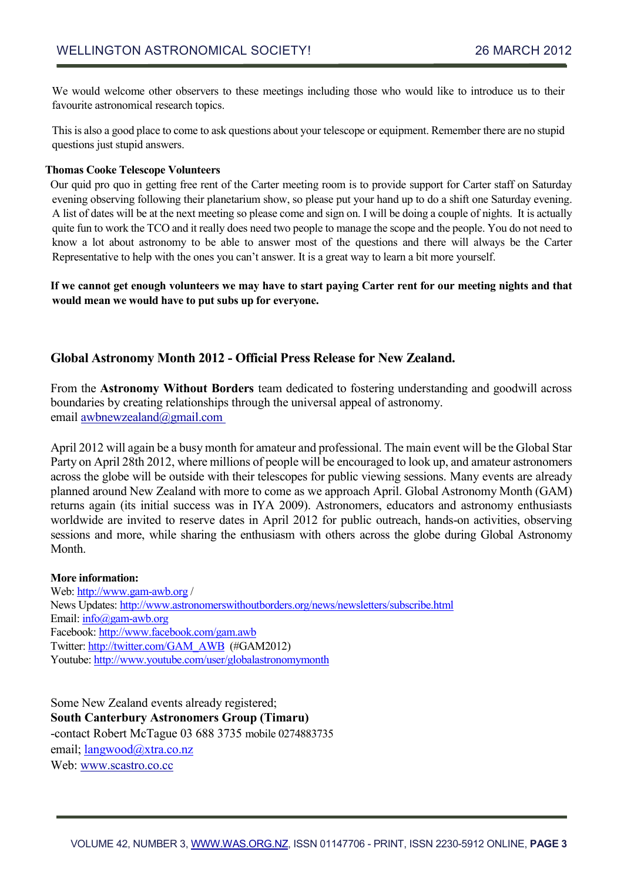We would welcome other observers to these meetings including those who would like to introduce us to their favourite astronomical research topics.

This is also a good place to come to ask questions about your telescope or equipment. Remember there are no stupid questions just stupid answers.

**Thomas Cooke Telescope Volunteers**

Our quid pro quo in getting free rent of the Carter meeting room is to provide support for Carter staff on Saturday evening observing following their planetarium show, so please put your hand up to do a shift one Saturday evening. A list of dates will be at the next meeting so please come and sign on. I will be doing a couple of nights. It is actually quite fun to work the TCO and it really does need two people to manage the scope and the people. You do not need to know a lot about astronomy to be able to answer most of the questions and there will always be the Carter Representative to help with the ones you can't answer. It is a great way to learn a bit more yourself.

**If we cannot get enough volunteers we may have to start paying Carter rent for our meeting nights and that would mean we would have to put subs up for everyone.**

## Global Astronomy Month 2012 - Official Press Release for New Zealand.

From the **Astronomy Without Borders** team dedicated to fostering understanding and goodwill across boundaries by creating relationships through the universal appeal of astronomy.
email awbnewzealand@gmail.com

April 2012 will again be a busy month for amateur and professional. The main event will be the Global Star Party on April 28th 2012, where millions of people will be encouraged to look up, and amateur astronomers across the globe will be outside with their telescopes for public viewing sessions. Many events are already planned around New Zealand with more to come as we approach April. Global Astronomy Month (GAM) returns again (its initial success was in IYA 2009). Astronomers, educators and astronomy enthusiasts worldwide are invited to reserve dates in April 2012 for public outreach, hands-on activities, observing sessions and more, while sharing the enthusiasm with others across the globe during Global Astronomy Month.

**More information:**
Web: http://www.gam-awb.org /
News Updates: http://www.astronomerswithoutborders.org/news/newsletters/subscribe.html
Email: info@gam-awb.org
Facebook: http://www.facebook.com/gam.awb
Twitter: http://twitter.com/GAM_AWB (#GAM2012)
Youtube: http://www.youtube.com/user/globalastronomymonth

Some New Zealand events already registered;
**South Canterbury Astronomers Group (Timaru)**
-contact Robert McTague 03 688 3735 mobile 0274883735
email; langwood@xtra.co.nz
Web: www.scastro.co.cc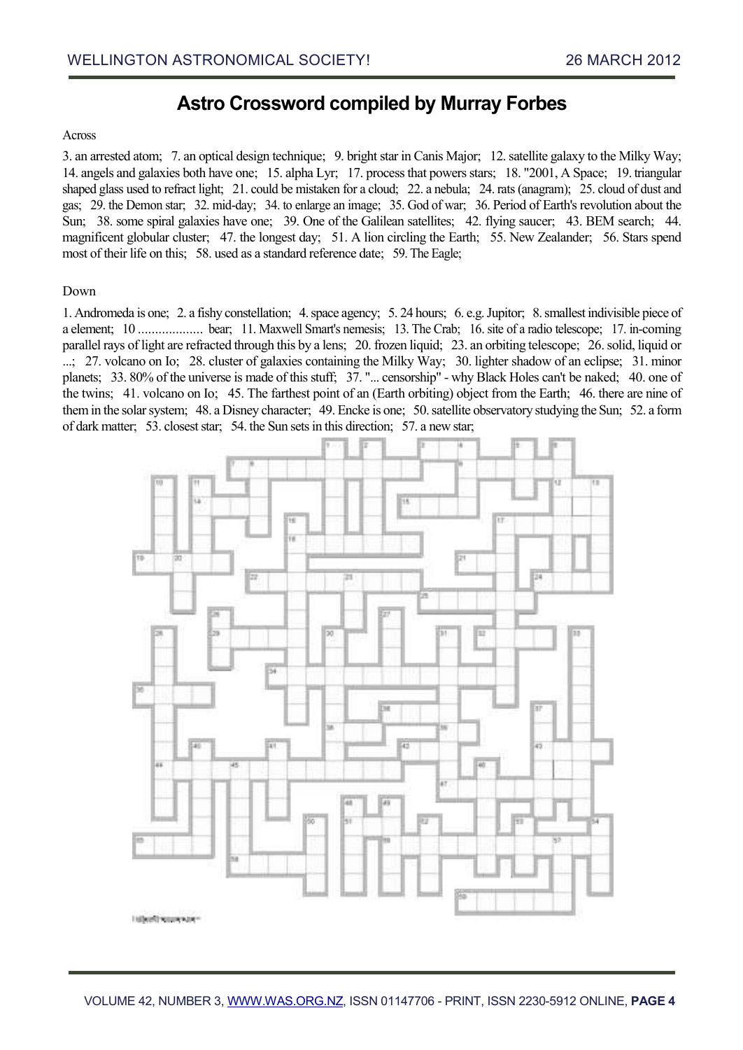# Astro Crossword compiled by Murray Forbes

Across

3. an arrested atom; 7. an optical design technique; 9. bright star in Canis Major; 12. satellite galaxy to the Milky Way; 14. angels and galaxies both have one; 15. alpha Lyr; 17. process that powers stars; 18. "2001, A Space; 19. triangular shaped glass used to refract light; 21. could be mistaken for a cloud; 22. a nebula; 24. rats (anagram); 25. cloud of dust and gas; 29. the Demon star; 32. mid-day; 34. to enlarge an image; 35. God of war; 36. Period of Earth's revolution about the Sun; 38. some spiral galaxies have one; 39. One of the Galilean satellites; 42. flying saucer; 43. BEM search; 44. magnificent globular cluster; 47. the longest day; 51. A lion circling the Earth; 55. New Zealander; 56. Stars spend most of their life on this; 58. used as a standard reference date; 59. The Eagle;

Down

1. Andromeda is one; 2. a fishy constellation; 4. space agency; 5. 24 hours; 6. e.g. Jupitor; 8. smallest indivisible piece of a element; 10 .................. bear; 11. Maxwell Smart's nemesis; 13. The Crab; 16. site of a radio telescope; 17. in-coming parallel rays of light are refracted through this by a lens; 20. frozen liquid; 23. an orbiting telescope; 26. solid, liquid or ...; 27. volcano on Io; 28. cluster of galaxies containing the Milky Way; 30. lighter shadow of an eclipse; 31. minor planets; 33. 80% of the universe is made of this stuff; 37. "... censorship" - why Black Holes can't be naked; 40. one of the twins; 41. volcano on Io; 45. The farthest point of an (Earth orbiting) object from the Earth; 46. there are nine of them in the solar system; 48. a Disney character; 49. Encke is one; 50. satellite observatory studying the Sun; 52. a form of dark matter; 53. closest star; 54. the Sun sets in this direction; 57. a new star;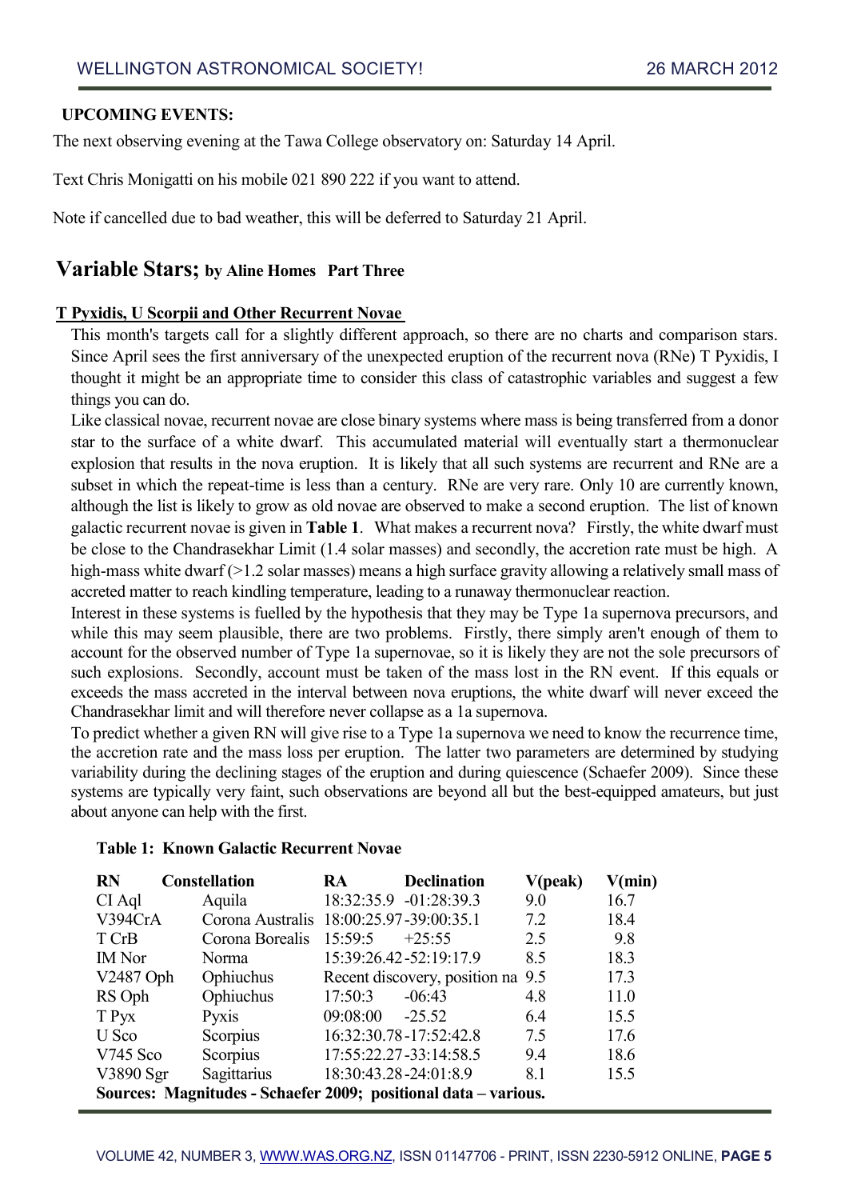**UPCOMING EVENTS:**

The next observing evening at the Tawa College observatory on: Saturday 14 April.

Text Chris Monigatti on his mobile 021 890 222 if you want to attend.

Note if cancelled due to bad weather, this will be deferred to Saturday 21 April.

## Variable Stars; by Aline Homes Part Three

### T Pyxidis, U Scorpii and Other Recurrent Novae

This month's targets call for a slightly different approach, so there are no charts and comparison stars. Since April sees the first anniversary of the unexpected eruption of the recurrent nova (RNe) T Pyxidis, I thought it might be an appropriate time to consider this class of catastrophic variables and suggest a few things you can do.

Like classical novae, recurrent novae are close binary systems where mass is being transferred from a donor star to the surface of a white dwarf. This accumulated material will eventually start a thermonuclear explosion that results in the nova eruption. It is likely that all such systems are recurrent and RNe are a subset in which the repeat-time is less than a century. RNe are very rare. Only 10 are currently known, although the list is likely to grow as old novae are observed to make a second eruption. The list of known galactic recurrent novae is given in **Table 1**. What makes a recurrent nova? Firstly, the white dwarf must be close to the Chandrasekhar Limit (1.4 solar masses) and secondly, the accretion rate must be high. A high-mass white dwarf (>1.2 solar masses) means a high surface gravity allowing a relatively small mass of accreted matter to reach kindling temperature, leading to a runaway thermonuclear reaction.

Interest in these systems is fuelled by the hypothesis that they may be Type 1a supernova precursors, and while this may seem plausible, there are two problems. Firstly, there simply aren't enough of them to account for the observed number of Type 1a supernovae, so it is likely they are not the sole precursors of such explosions. Secondly, account must be taken of the mass lost in the RN event. If this equals or exceeds the mass accreted in the interval between nova eruptions, the white dwarf will never exceed the Chandrasekhar limit and will therefore never collapse as a 1a supernova.

To predict whether a given RN will give rise to a Type 1a supernova we need to know the recurrence time, the accretion rate and the mass loss per eruption. The latter two parameters are determined by studying variability during the declining stages of the eruption and during quiescence (Schaefer 2009). Since these systems are typically very faint, such observations are beyond all but the best-equipped amateurs, but just about anyone can help with the first.

**Table 1: Known Galactic Recurrent Novae**

| RN | Constellation | RA | Declination | V(peak) | V(min) |
|---|---|---|---|---|---|
| CI Aql | Aquila | 18:32:35.9 | -01:28:39.3 | 9.0 | 16.7 |
| V394CrA | Corona Australis | 18:00:25.97 | -39:00:35.1 | 7.2 | 18.4 |
| T CrB | Corona Borealis | 15:59:5 | +25:55 | 2.5 | 9.8 |
| IM Nor | Norma | 15:39:26.42 | -52:19:17.9 | 8.5 | 18.3 |
| V2487 Oph | Ophiuchus | Recent discovery, position na | | 9.5 | 17.3 |
| RS Oph | Ophiuchus | 17:50:3 | -06:43 | 4.8 | 11.0 |
| T Pyx | Pyxis | 09:08:00 | -25.52 | 6.4 | 15.5 |
| U Sco | Scorpius | 16:32:30.78 | -17:52:42.8 | 7.5 | 17.6 |
| V745 Sco | Scorpius | 17:55:22.27 | -33:14:58.5 | 9.4 | 18.6 |
| V3890 Sgr | Sagittarius | 18:30:43.28 | -24:01:8.9 | 8.1 | 15.5 |

**Sources: Magnitudes - Schaefer 2009; positional data – various.**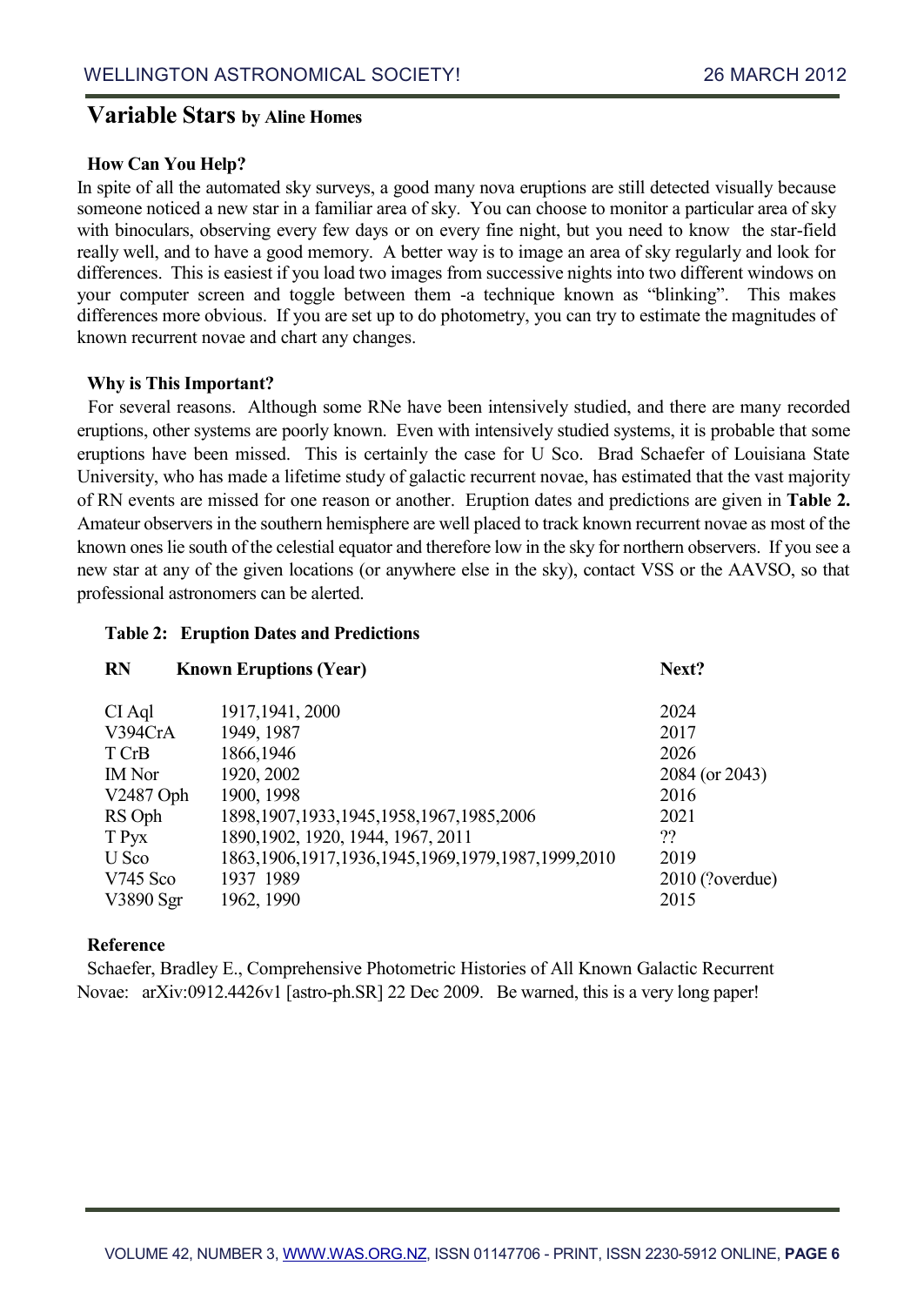## Variable Stars by Aline Homes

### How Can You Help?

In spite of all the automated sky surveys, a good many nova eruptions are still detected visually because someone noticed a new star in a familiar area of sky. You can choose to monitor a particular area of sky with binoculars, observing every few days or on every fine night, but you need to know the star-field really well, and to have a good memory. A better way is to image an area of sky regularly and look for differences. This is easiest if you load two images from successive nights into two different windows on your computer screen and toggle between them -a technique known as "blinking". This makes differences more obvious. If you are set up to do photometry, you can try to estimate the magnitudes of known recurrent novae and chart any changes.

### Why is This Important?

For several reasons. Although some RNe have been intensively studied, and there are many recorded eruptions, other systems are poorly known. Even with intensively studied systems, it is probable that some eruptions have been missed. This is certainly the case for U Sco. Brad Schaefer of Louisiana State University, who has made a lifetime study of galactic recurrent novae, has estimated that the vast majority of RN events are missed for one reason or another. Eruption dates and predictions are given in **Table 2.** Amateur observers in the southern hemisphere are well placed to track known recurrent novae as most of the known ones lie south of the celestial equator and therefore low in the sky for northern observers. If you see a new star at any of the given locations (or anywhere else in the sky), contact VSS or the AAVSO, so that professional astronomers can be alerted.

**Table 2: Eruption Dates and Predictions**

| RN | Known Eruptions (Year) | Next? |
|---|---|---|
| CI Aql | 1917,1941, 2000 | 2024 |
| V394CrA | 1949, 1987 | 2017 |
| T CrB | 1866,1946 | 2026 |
| IM Nor | 1920, 2002 | 2084 (or 2043) |
| V2487 Oph | 1900, 1998 | 2016 |
| RS Oph | 1898,1907,1933,1945,1958,1967,1985,2006 | 2021 |
| T Pyx | 1890,1902, 1920, 1944, 1967, 2011 | ?? |
| U Sco | 1863,1906,1917,1936,1945,1969,1979,1987,1999,2010 | 2019 |
| V745 Sco | 1937 1989 | 2010 (?overdue) |
| V3890 Sgr | 1962, 1990 | 2015 |

### Reference

Schaefer, Bradley E., Comprehensive Photometric Histories of All Known Galactic Recurrent Novae: arXiv:0912.4426v1 [astro-ph.SR] 22 Dec 2009. Be warned, this is a very long paper!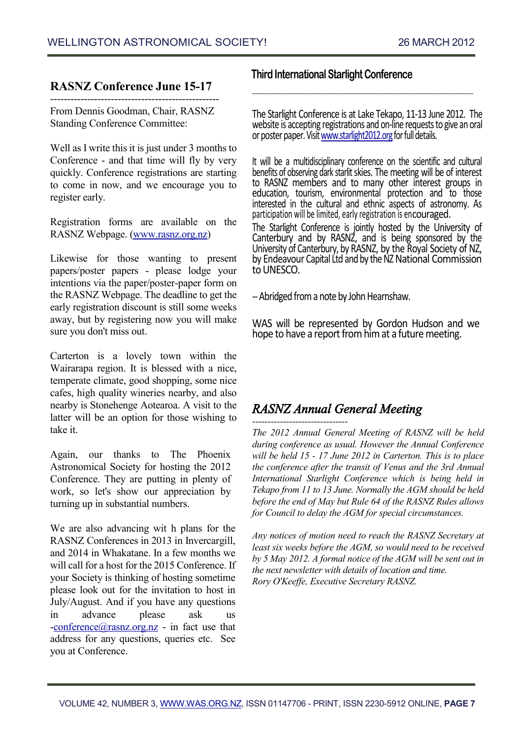## RASNZ Conference June 15-17

From Dennis Goodman, Chair, RASNZ Standing Conference Committee:

Well as I write this it is just under 3 months to Conference - and that time will fly by very quickly. Conference registrations are starting to come in now, and we encourage you to register early.

Registration forms are available on the RASNZ Webpage. (www.rasnz.org.nz)

Likewise for those wanting to present papers/poster papers - please lodge your intentions via the paper/poster-paper form on the RASNZ Webpage. The deadline to get the early registration discount is still some weeks away, but by registering now you will make sure you don't miss out.

Carterton is a lovely town within the Wairarapa region. It is blessed with a nice, temperate climate, good shopping, some nice cafes, high quality wineries nearby, and also nearby is Stonehenge Aotearoa. A visit to the latter will be an option for those wishing to take it.

Again, our thanks to The Phoenix Astronomical Society for hosting the 2012 Conference. They are putting in plenty of work, so let's show our appreciation by turning up in substantial numbers.

We are also advancing wit h plans for the RASNZ Conferences in 2013 in Invercargill, and 2014 in Whakatane. In a few months we will call for a host for the 2015 Conference. If your Society is thinking of hosting sometime please look out for the invitation to host in July/August. And if you have any questions in advance please ask us -conference@rasnz.org.nz - in fact use that address for any questions, queries etc. See you at Conference.

## Third International Starlight Conference

The Starlight Conference is at Lake Tekapo, 11-13 June 2012. The website is accepting registrations and on-line requests to give an oral or poster paper. Visit www.starlight2012.org for full details.

It will be a multidisciplinary conference on the scientific and cultural benefits of observing dark starlit skies. The meeting will be of interest to RASNZ members and to many other interest groups in education, tourism, environmental protection and to those interested in the cultural and ethnic aspects of astronomy. As participation will be limited, early registration is encouraged.

The Starlight Conference is jointly hosted by the University of Canterbury and by RASNZ, and is being sponsored by the University of Canterbury, by RASNZ, by the Royal Society of NZ, by Endeavour Capital Ltd and by the NZ National Commission to UNESCO.

-- Abridged from a note by John Hearnshaw.

WAS will be represented by Gordon Hudson and we hope to have a report from him at a future meeting.

## *RASNZ Annual General Meeting*

*The 2012 Annual General Meeting of RASNZ will be held during conference as usual. However the Annual Conference will be held 15 - 17 June 2012 in Carterton. This is to place the conference after the transit of Venus and the 3rd Annual International Starlight Conference which is being held in Tekapo from 11 to 13 June. Normally the AGM should be held before the end of May but Rule 64 of the RASNZ Rules allows for Council to delay the AGM for special circumstances.*

*Any notices of motion need to reach the RASNZ Secretary at least six weeks before the AGM, so would need to be received by 5 May 2012. A formal notice of the AGM will be sent out in the next newsletter with details of location and time.*
*Rory O'Keeffe, Executive Secretary RASNZ.*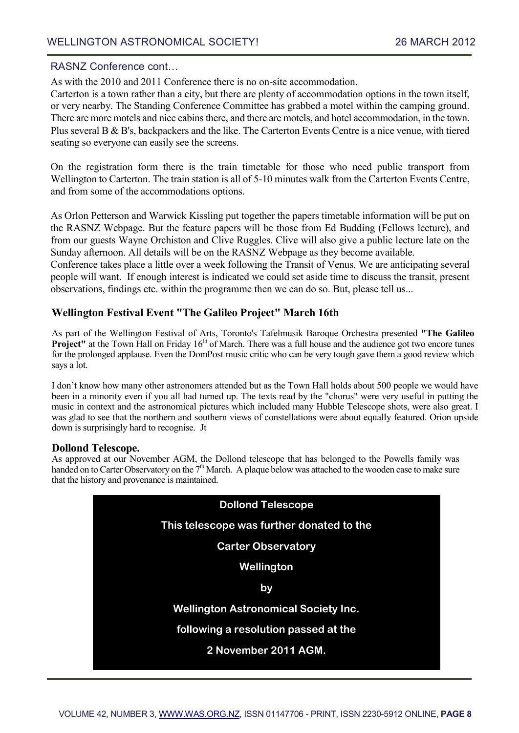### RASNZ Conference cont…

As with the 2010 and 2011 Conference there is no on-site accommodation.
Carterton is a town rather than a city, but there are plenty of accommodation options in the town itself, or very nearby. The Standing Conference Committee has grabbed a motel within the camping ground. There are more motels and nice cabins there, and there are motels, and hotel accommodation, in the town. Plus several B & B's, backpackers and the like. The Carterton Events Centre is a nice venue, with tiered seating so everyone can easily see the screens.

On the registration form there is the train timetable for those who need public transport from Wellington to Carterton. The train station is all of 5-10 minutes walk from the Carterton Events Centre, and from some of the accommodations options.

As Orlon Petterson and Warwick Kissling put together the papers timetable information will be put on the RASNZ Webpage. But the feature papers will be those from Ed Budding (Fellows lecture), and from our guests Wayne Orchiston and Clive Ruggles. Clive will also give a public lecture late on the Sunday afternoon. All details will be on the RASNZ Webpage as they become available.
Conference takes place a little over a week following the Transit of Venus. We are anticipating several people will want. If enough interest is indicated we could set aside time to discuss the transit, present observations, findings etc. within the programme then we can do so. But, please tell us...

## Wellington Festival Event "The Galileo Project" March 16th

As part of the Wellington Festival of Arts, Toronto's Tafelmusik Baroque Orchestra presented **"The Galileo Project"** at the Town Hall on Friday 16th of March. There was a full house and the audience got two encore tunes for the prolonged applause. Even the DomPost music critic who can be very tough gave them a good review which says a lot.

I don't know how many other astronomers attended but as the Town Hall holds about 500 people we would have been in a minority even if you all had turned up. The texts read by the "chorus" were very useful in putting the music in context and the astronomical pictures which included many Hubble Telescope shots, were also great. I was glad to see that the northern and southern views of constellations were about equally featured. Orion upside down is surprisingly hard to recognise. Jt

## Dollond Telescope.

As approved at our November AGM, the Dollond telescope that has belonged to the Powells family was handed on to Carter Observatory on the 7th March. A plaque below was attached to the wooden case to make sure that the history and provenance is maintained.

**Dollond Telescope**

**This telescope was further donated to the**

**Carter Observatory**

**Wellington**

**by**

**Wellington Astronomical Society Inc.**

**following a resolution passed at the**

**2 November 2011 AGM.**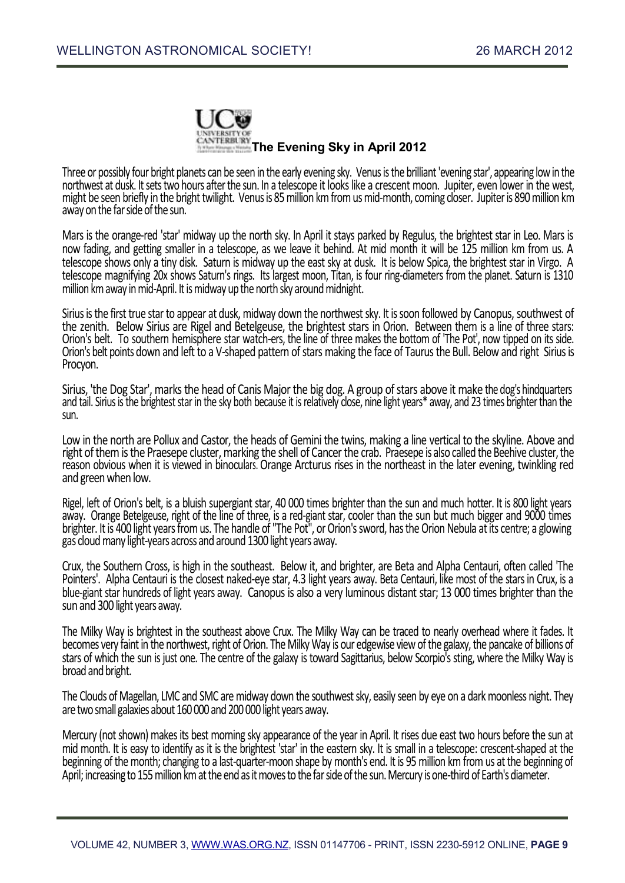## The Evening Sky in April 2012

Three or possibly four bright planets can be seen in the early evening sky. Venus is the brilliant 'evening star', appearing low in the northwest at dusk. It sets two hours after the sun. In a telescope it looks like a crescent moon. Jupiter, even lower in the west, might be seen briefly in the bright twilight. Venus is 85 million km from us mid-month, coming closer. Jupiter is 890 million km away on the far side of the sun.

Mars is the orange-red 'star' midway up the north sky. In April it stays parked by Regulus, the brightest star in Leo. Mars is now fading, and getting smaller in a telescope, as we leave it behind. At mid month it will be 125 million km from us. A telescope shows only a tiny disk. Saturn is midway up the east sky at dusk. It is below Spica, the brightest star in Virgo. A telescope magnifying 20x shows Saturn's rings. Its largest moon, Titan, is four ring-diameters from the planet. Saturn is 1310 million km away in mid-April. It is midway up the north sky around midnight.

Sirius is the first true star to appear at dusk, midway down the northwest sky. It is soon followed by Canopus, southwest of the zenith. Below Sirius are Rigel and Betelgeuse, the brightest stars in Orion. Between them is a line of three stars: Orion's belt. To southern hemisphere star watch-ers, the line of three makes the bottom of 'The Pot', now tipped on its side. Orion's belt points down and left to a V-shaped pattern of stars making the face of Taurus the Bull. Below and right Sirius is Procyon.

Sirius, 'the Dog Star', marks the head of Canis Major the big dog. A group of stars above it make the dog's hindquarters and tail. Sirius is the brightest star in the sky both because it is relatively close, nine light years* away, and 23 times brighter than the sun.

Low in the north are Pollux and Castor, the heads of Gemini the twins, making a line vertical to the skyline. Above and right of them is the Praesepe cluster, marking the shell of Cancer the crab. Praesepe is also called the Beehive cluster, the reason obvious when it is viewed in binoculars. Orange Arcturus rises in the northeast in the later evening, twinkling red and green when low.

Rigel, left of Orion's belt, is a bluish supergiant star, 40 000 times brighter than the sun and much hotter. It is 800 light years away. Orange Betelgeuse, right of the line of three, is a red-giant star, cooler than the sun but much bigger and 9000 times brighter. It is 400 light years from us. The handle of "The Pot", or Orion's sword, has the Orion Nebula at its centre; a glowing gas cloud many light-years across and around 1300 light years away.

Crux, the Southern Cross, is high in the southeast. Below it, and brighter, are Beta and Alpha Centauri, often called 'The Pointers'. Alpha Centauri is the closest naked-eye star, 4.3 light years away. Beta Centauri, like most of the stars in Crux, is a blue-giant star hundreds of light years away. Canopus is also a very luminous distant star; 13 000 times brighter than the sun and 300 light years away.

The Milky Way is brightest in the southeast above Crux. The Milky Way can be traced to nearly overhead where it fades. It becomes very faint in the northwest, right of Orion. The Milky Way is our edgewise view of the galaxy, the pancake of billions of stars of which the sun is just one. The centre of the galaxy is toward Sagittarius, below Scorpio's sting, where the Milky Way is broad and bright.

The Clouds of Magellan, LMC and SMC are midway down the southwest sky, easily seen by eye on a dark moonless night. They are two small galaxies about 160 000 and 200 000 light years away.

Mercury (not shown) makes its best morning sky appearance of the year in April. It rises due east two hours before the sun at mid month. It is easy to identify as it is the brightest 'star' in the eastern sky. It is small in a telescope: crescent-shaped at the beginning of the month; changing to a last-quarter-moon shape by month's end. It is 95 million km from us at the beginning of April; increasing to 155 million km at the end as it moves to the far side of the sun. Mercury is one-third of Earth's diameter.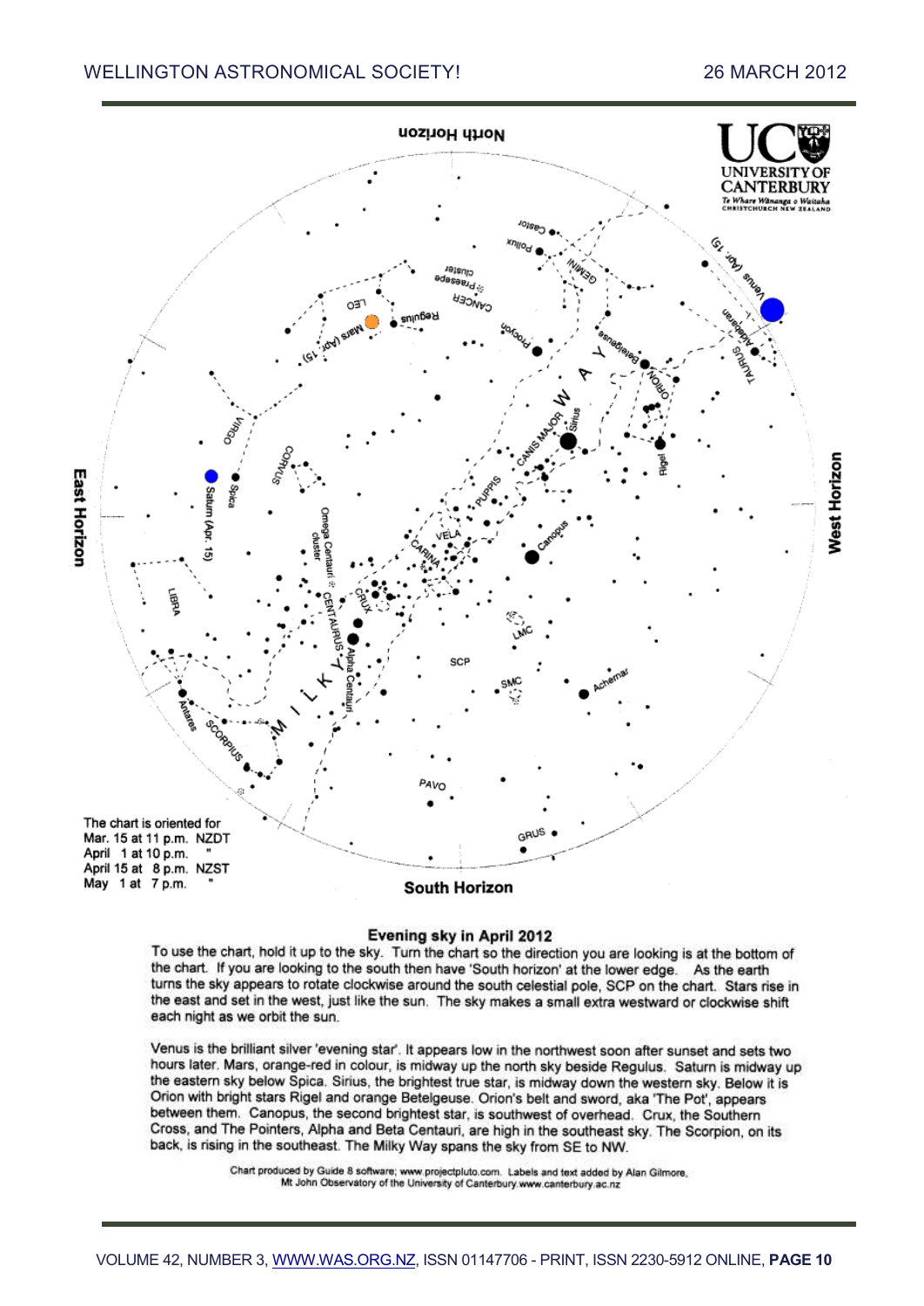The chart is oriented for
Mar. 15 at 11 p.m. NZDT
April 1 at 10 p.m. "
April 15 at 8 p.m. NZST
May 1 at 7 p.m. "

## Evening sky in April 2012

To use the chart, hold it up to the sky. Turn the chart so the direction you are looking is at the bottom of the chart. If you are looking to the south then have 'South horizon' at the lower edge. As the earth turns the sky appears to rotate clockwise around the south celestial pole, SCP on the chart. Stars rise in the east and set in the west, just like the sun. The sky makes a small extra westward or clockwise shift each night as we orbit the sun.

Venus is the brilliant silver 'evening star'. It appears low in the northwest soon after sunset and sets two hours later. Mars, orange-red in colour, is midway up the north sky beside Regulus. Saturn is midway up the eastern sky below Spica. Sirius, the brightest true star, is midway down the western sky. Below it is Orion with bright stars Rigel and orange Betelgeuse. Orion's belt and sword, aka 'The Pot', appears between them. Canopus, the second brightest star, is southwest of overhead. Crux, the Southern Cross, and The Pointers, Alpha and Beta Centauri, are high in the southeast sky. The Scorpion, on its back, is rising in the southeast. The Milky Way spans the sky from SE to NW.

Chart produced by Guide 8 software; www.projectpluto.com. Labels and text added by Alan Gilmore, Mt John Observatory of the University of Canterbury www.canterbury.ac.nz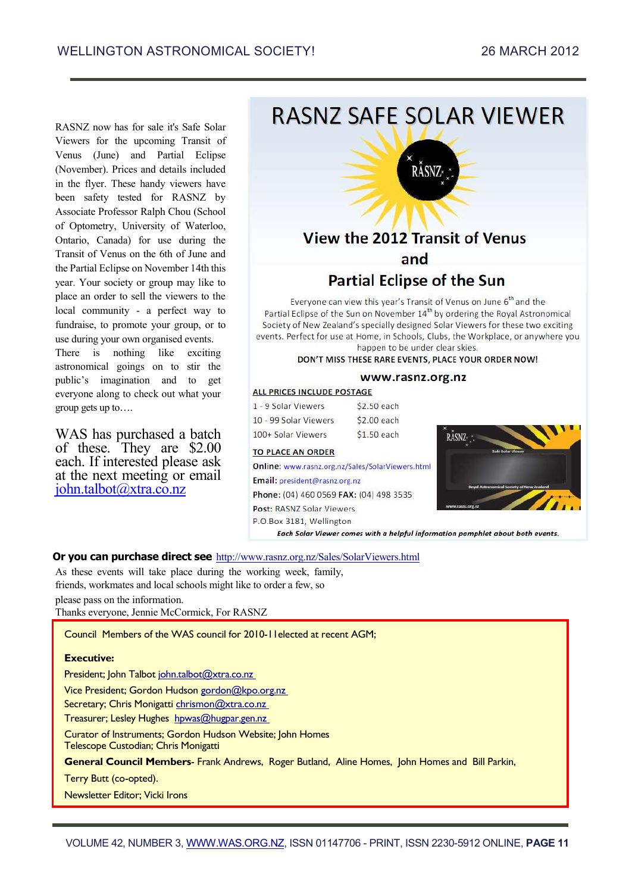RASNZ now has for sale it's Safe Solar Viewers for the upcoming Transit of Venus (June) and Partial Eclipse (November). Prices and details included in the flyer. These handy viewers have been safety tested for RASNZ by Associate Professor Ralph Chou (School of Optometry, University of Waterloo, Ontario, Canada) for use during the Transit of Venus on the 6th of June and the Partial Eclipse on November 14th this year. Your society or group may like to place an order to sell the viewers to the local community - a perfect way to fundraise, to promote your group, or to use during your own organised events. There is nothing like exciting astronomical goings on to stir the public's imagination and to get everyone along to check out what your group gets up to….

WAS has purchased a batch of these. They are $2.00 each. If interested please ask at the next meeting or email john.talbot@xtra.co.nz

# RASNZ SAFE SOLAR VIEWER

RASNZ

## View the 2012 Transit of Venus and Partial Eclipse of the Sun

Everyone can view this year's Transit of Venus on June 6th and the Partial Eclipse of the Sun on November 14th by ordering the Royal Astronomical Society of New Zealand's specially designed Solar Viewers for these two exciting events. Perfect for use at Home, in Schools, Clubs, the Workplace, or anywhere you happen to be under clear skies.

**DON'T MISS THESE RARE EVENTS, PLACE YOUR ORDER NOW!**

**www.rasnz.org.nz**

**ALL PRICES INCLUDE POSTAGE**

| | |
|---|---|
| 1 - 9 Solar Viewers | $2.50 each |
| 10 - 99 Solar Viewers | $2.00 each |
| 100+ Solar Viewers | $1.50 each |

**TO PLACE AN ORDER**

**Online:** www.rasnz.org.nz/Sales/SolarViewers.html

**Email:** president@rasnz.org.nz

**Phone:** (04) 460 0569 **FAX:** (04) 498 3535

**Post:** RASNZ Solar Viewers
P.O.Box 3181, Wellington

RASNZ
Safe Solar Viewer
Royal Astronomical Society of New Zealand
www.rasnz.org.nz

***Each Solar Viewer comes with a helpful information pamphlet about both events.***

**Or you can purchase direct see** http://www.rasnz.org.nz/Sales/SolarViewers.html

As these events will take place during the working week, family, friends, workmates and local schools might like to order a few, so please pass on the information.

Thanks everyone, Jennie McCormick, For RASNZ

Council Members of the WAS council for 2010-11elected at recent AGM;

**Executive:**

President; John Talbot john.talbot@xtra.co.nz

Vice President; Gordon Hudson gordon@kpo.org.nz

Secretary; Chris Monigatti chrismon@xtra.co.nz

Treasurer; Lesley Hughes hpwas@hugpar.gen.nz

Curator of Instruments; Gordon Hudson Website; John Homes
Telescope Custodian; Chris Monigatti

**General Council Members**- Frank Andrews, Roger Butland, Aline Homes, John Homes and Bill Parkin,

Terry Butt (co-opted).

Newsletter Editor; Vicki Irons